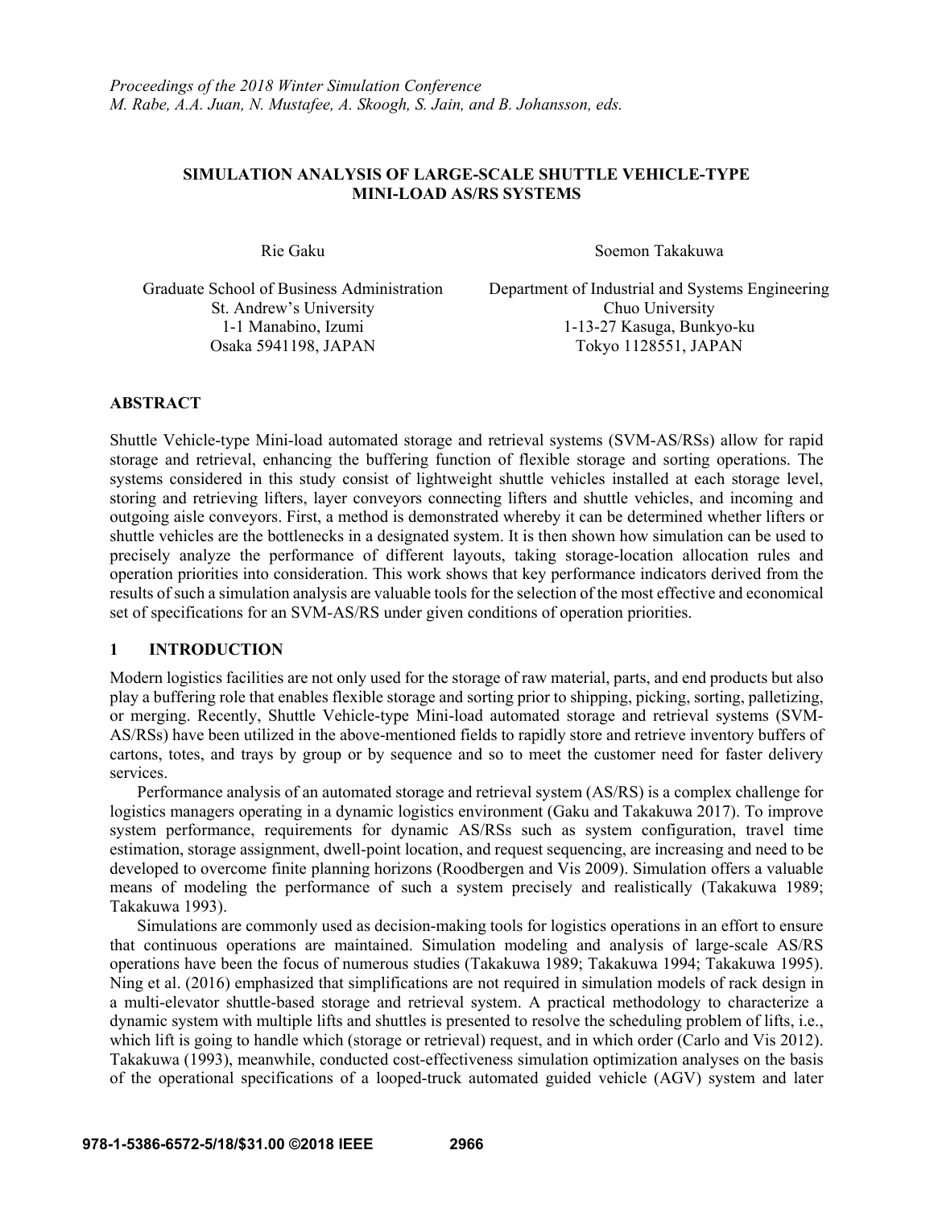*Proceedings of the 2018 Winter Simulation Conference*
*M. Rabe, A.A. Juan, N. Mustafee, A. Skoogh, S. Jain, and B. Johansson, eds.*

# SIMULATION ANALYSIS OF LARGE-SCALE SHUTTLE VEHICLE-TYPE MINI-LOAD AS/RS SYSTEMS

Rie Gaku

Graduate School of Business Administration
St. Andrew's University
1-1 Manabino, Izumi
Osaka 5941198, JAPAN

Soemon Takakuwa

Department of Industrial and Systems Engineering
Chuo University
1-13-27 Kasuga, Bunkyo-ku
Tokyo 1128551, JAPAN

## ABSTRACT

Shuttle Vehicle-type Mini-load automated storage and retrieval systems (SVM-AS/RSs) allow for rapid storage and retrieval, enhancing the buffering function of flexible storage and sorting operations. The systems considered in this study consist of lightweight shuttle vehicles installed at each storage level, storing and retrieving lifters, layer conveyors connecting lifters and shuttle vehicles, and incoming and outgoing aisle conveyors. First, a method is demonstrated whereby it can be determined whether lifters or shuttle vehicles are the bottlenecks in a designated system. It is then shown how simulation can be used to precisely analyze the performance of different layouts, taking storage-location allocation rules and operation priorities into consideration. This work shows that key performance indicators derived from the results of such a simulation analysis are valuable tools for the selection of the most effective and economical set of specifications for an SVM-AS/RS under given conditions of operation priorities.

## 1 INTRODUCTION

Modern logistics facilities are not only used for the storage of raw material, parts, and end products but also play a buffering role that enables flexible storage and sorting prior to shipping, picking, sorting, palletizing, or merging. Recently, Shuttle Vehicle-type Mini-load automated storage and retrieval systems (SVM-AS/RSs) have been utilized in the above-mentioned fields to rapidly store and retrieve inventory buffers of cartons, totes, and trays by group or by sequence and so to meet the customer need for faster delivery services.

Performance analysis of an automated storage and retrieval system (AS/RS) is a complex challenge for logistics managers operating in a dynamic logistics environment (Gaku and Takakuwa 2017). To improve system performance, requirements for dynamic AS/RSs such as system configuration, travel time estimation, storage assignment, dwell-point location, and request sequencing, are increasing and need to be developed to overcome finite planning horizons (Roodbergen and Vis 2009). Simulation offers a valuable means of modeling the performance of such a system precisely and realistically (Takakuwa 1989; Takakuwa 1993).

Simulations are commonly used as decision-making tools for logistics operations in an effort to ensure that continuous operations are maintained. Simulation modeling and analysis of large-scale AS/RS operations have been the focus of numerous studies (Takakuwa 1989; Takakuwa 1994; Takakuwa 1995). Ning et al. (2016) emphasized that simplifications are not required in simulation models of rack design in a multi-elevator shuttle-based storage and retrieval system. A practical methodology to characterize a dynamic system with multiple lifts and shuttles is presented to resolve the scheduling problem of lifts, i.e., which lift is going to handle which (storage or retrieval) request, and in which order (Carlo and Vis 2012). Takakuwa (1993), meanwhile, conducted cost-effectiveness simulation optimization analyses on the basis of the operational specifications of a looped-truck automated guided vehicle (AGV) system and later

978-1-5386-6572-5/18/$31.00 ©2018 IEEE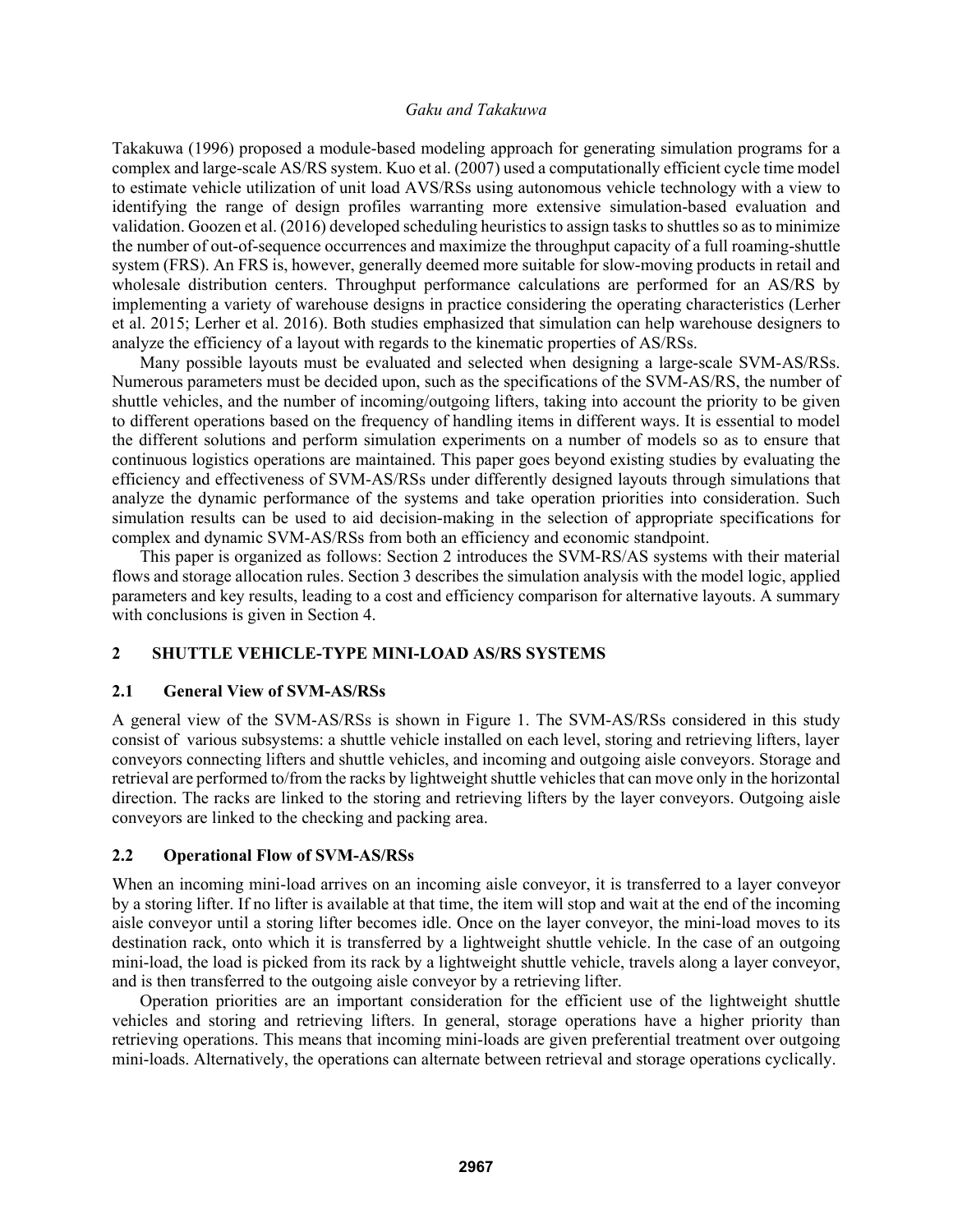Takakuwa (1996) proposed a module-based modeling approach for generating simulation programs for a complex and large-scale AS/RS system. Kuo et al. (2007) used a computationally efficient cycle time model to estimate vehicle utilization of unit load AVS/RSs using autonomous vehicle technology with a view to identifying the range of design profiles warranting more extensive simulation-based evaluation and validation. Goozen et al. (2016) developed scheduling heuristics to assign tasks to shuttles so as to minimize the number of out-of-sequence occurrences and maximize the throughput capacity of a full roaming-shuttle system (FRS). An FRS is, however, generally deemed more suitable for slow-moving products in retail and wholesale distribution centers. Throughput performance calculations are performed for an AS/RS by implementing a variety of warehouse designs in practice considering the operating characteristics (Lerher et al. 2015; Lerher et al. 2016). Both studies emphasized that simulation can help warehouse designers to analyze the efficiency of a layout with regards to the kinematic properties of AS/RSs.

Many possible layouts must be evaluated and selected when designing a large-scale SVM-AS/RSs. Numerous parameters must be decided upon, such as the specifications of the SVM-AS/RS, the number of shuttle vehicles, and the number of incoming/outgoing lifters, taking into account the priority to be given to different operations based on the frequency of handling items in different ways. It is essential to model the different solutions and perform simulation experiments on a number of models so as to ensure that continuous logistics operations are maintained. This paper goes beyond existing studies by evaluating the efficiency and effectiveness of SVM-AS/RSs under differently designed layouts through simulations that analyze the dynamic performance of the systems and take operation priorities into consideration. Such simulation results can be used to aid decision-making in the selection of appropriate specifications for complex and dynamic SVM-AS/RSs from both an efficiency and economic standpoint.

This paper is organized as follows: Section 2 introduces the SVM-RS/AS systems with their material flows and storage allocation rules. Section 3 describes the simulation analysis with the model logic, applied parameters and key results, leading to a cost and efficiency comparison for alternative layouts. A summary with conclusions is given in Section 4.

## 2 SHUTTLE VEHICLE-TYPE MINI-LOAD AS/RS SYSTEMS

### 2.1 General View of SVM-AS/RSs

A general view of the SVM-AS/RSs is shown in Figure 1. The SVM-AS/RSs considered in this study consist of various subsystems: a shuttle vehicle installed on each level, storing and retrieving lifters, layer conveyors connecting lifters and shuttle vehicles, and incoming and outgoing aisle conveyors. Storage and retrieval are performed to/from the racks by lightweight shuttle vehicles that can move only in the horizontal direction. The racks are linked to the storing and retrieving lifters by the layer conveyors. Outgoing aisle conveyors are linked to the checking and packing area.

### 2.2 Operational Flow of SVM-AS/RSs

When an incoming mini-load arrives on an incoming aisle conveyor, it is transferred to a layer conveyor by a storing lifter. If no lifter is available at that time, the item will stop and wait at the end of the incoming aisle conveyor until a storing lifter becomes idle. Once on the layer conveyor, the mini-load moves to its destination rack, onto which it is transferred by a lightweight shuttle vehicle. In the case of an outgoing mini-load, the load is picked from its rack by a lightweight shuttle vehicle, travels along a layer conveyor, and is then transferred to the outgoing aisle conveyor by a retrieving lifter.

Operation priorities are an important consideration for the efficient use of the lightweight shuttle vehicles and storing and retrieving lifters. In general, storage operations have a higher priority than retrieving operations. This means that incoming mini-loads are given preferential treatment over outgoing mini-loads. Alternatively, the operations can alternate between retrieval and storage operations cyclically.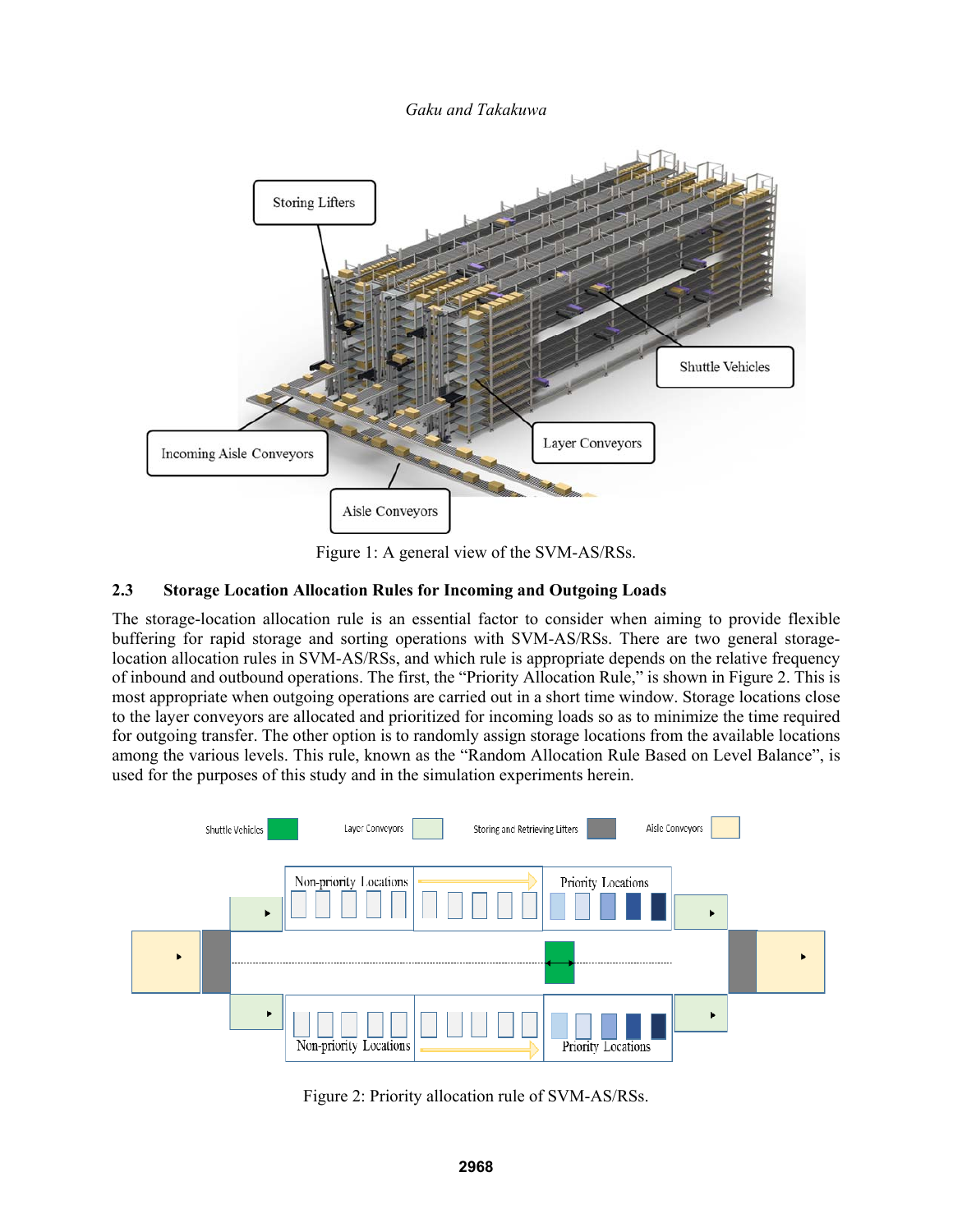Figure 1: A general view of the SVM-AS/RSs.

### 2.3 Storage Location Allocation Rules for Incoming and Outgoing Loads

The storage-location allocation rule is an essential factor to consider when aiming to provide flexible buffering for rapid storage and sorting operations with SVM-AS/RSs. There are two general storage-location allocation rules in SVM-AS/RSs, and which rule is appropriate depends on the relative frequency of inbound and outbound operations. The first, the "Priority Allocation Rule," is shown in Figure 2. This is most appropriate when outgoing operations are carried out in a short time window. Storage locations close to the layer conveyors are allocated and prioritized for incoming loads so as to minimize the time required for outgoing transfer. The other option is to randomly assign storage locations from the available locations among the various levels. This rule, known as the "Random Allocation Rule Based on Level Balance", is used for the purposes of this study and in the simulation experiments herein.

Figure 2: Priority allocation rule of SVM-AS/RSs.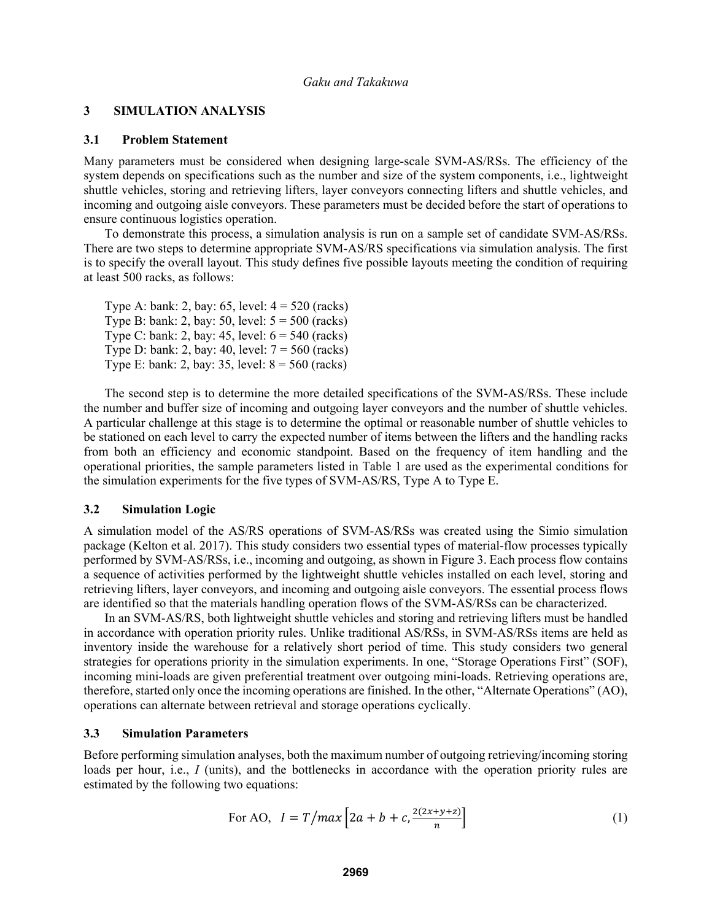## 3 SIMULATION ANALYSIS

### 3.1 Problem Statement

Many parameters must be considered when designing large-scale SVM-AS/RSs. The efficiency of the system depends on specifications such as the number and size of the system components, i.e., lightweight shuttle vehicles, storing and retrieving lifters, layer conveyors connecting lifters and shuttle vehicles, and incoming and outgoing aisle conveyors. These parameters must be decided before the start of operations to ensure continuous logistics operation.

To demonstrate this process, a simulation analysis is run on a sample set of candidate SVM-AS/RSs. There are two steps to determine appropriate SVM-AS/RS specifications via simulation analysis. The first is to specify the overall layout. This study defines five possible layouts meeting the condition of requiring at least 500 racks, as follows:

Type A: bank: 2, bay: 65, level: 4 = 520 (racks)
Type B: bank: 2, bay: 50, level: 5 = 500 (racks)
Type C: bank: 2, bay: 45, level: 6 = 540 (racks)
Type D: bank: 2, bay: 40, level: 7 = 560 (racks)
Type E: bank: 2, bay: 35, level: 8 = 560 (racks)

The second step is to determine the more detailed specifications of the SVM-AS/RSs. These include the number and buffer size of incoming and outgoing layer conveyors and the number of shuttle vehicles. A particular challenge at this stage is to determine the optimal or reasonable number of shuttle vehicles to be stationed on each level to carry the expected number of items between the lifters and the handling racks from both an efficiency and economic standpoint. Based on the frequency of item handling and the operational priorities, the sample parameters listed in Table 1 are used as the experimental conditions for the simulation experiments for the five types of SVM-AS/RS, Type A to Type E.

### 3.2 Simulation Logic

A simulation model of the AS/RS operations of SVM-AS/RSs was created using the Simio simulation package (Kelton et al. 2017). This study considers two essential types of material-flow processes typically performed by SVM-AS/RSs, i.e., incoming and outgoing, as shown in Figure 3. Each process flow contains a sequence of activities performed by the lightweight shuttle vehicles installed on each level, storing and retrieving lifters, layer conveyors, and incoming and outgoing aisle conveyors. The essential process flows are identified so that the materials handling operation flows of the SVM-AS/RSs can be characterized.

In an SVM-AS/RS, both lightweight shuttle vehicles and storing and retrieving lifters must be handled in accordance with operation priority rules. Unlike traditional AS/RSs, in SVM-AS/RSs items are held as inventory inside the warehouse for a relatively short period of time. This study considers two general strategies for operations priority in the simulation experiments. In one, "Storage Operations First" (SOF), incoming mini-loads are given preferential treatment over outgoing mini-loads. Retrieving operations are, therefore, started only once the incoming operations are finished. In the other, "Alternate Operations" (AO), operations can alternate between retrieval and storage operations cyclically.

### 3.3 Simulation Parameters

Before performing simulation analyses, both the maximum number of outgoing retrieving/incoming storing loads per hour, i.e., $I$ (units), and the bottlenecks in accordance with the operation priority rules are estimated by the following two equations:

$$\text{For AO,} \quad I = T / max\left[2a + b + c, \frac{2(2x + y + z)}{n}\right] \tag{1}$$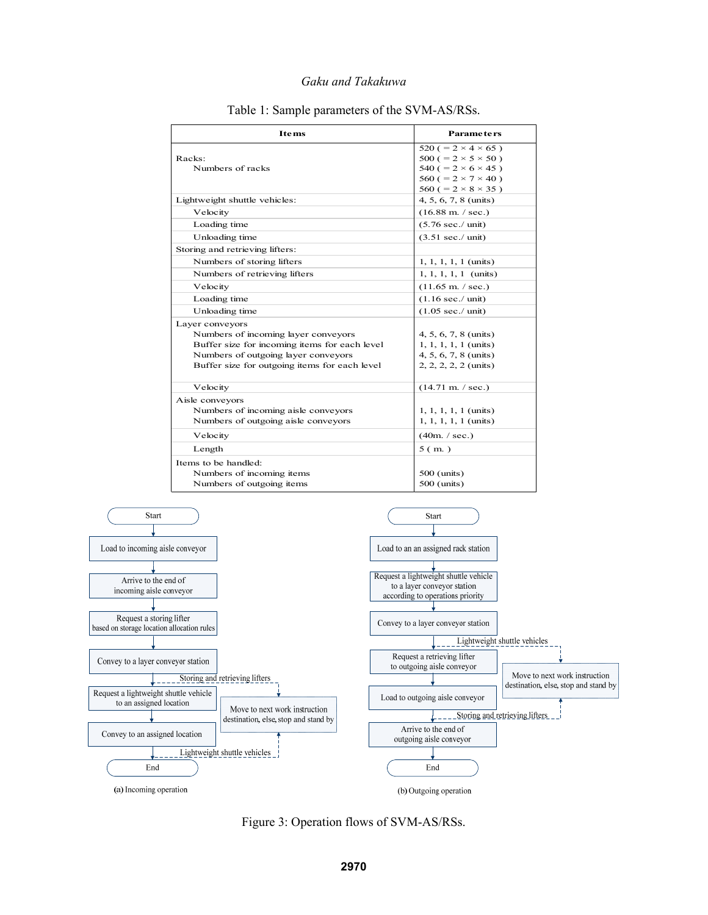Table 1: Sample parameters of the SVM-AS/RSs.

| Items | Parameters |
|---|---|
| Racks: Numbers of racks | 520 ( = 2 × 4 × 65 )<br>500 ( = 2 × 5 × 50 )<br>540 ( = 2 × 6 × 45 )<br>560 ( = 2 × 7 × 40 )<br>560 ( = 2 × 8 × 35 ) |
| Lightweight shuttle vehicles: | 4, 5, 6, 7, 8 (units) |
| Velocity | (16.88 m. / sec.) |
| Loading time | (5.76 sec./ unit) |
| Unloading time | (3.51 sec./ unit) |
| Storing and retrieving lifters: | |
| Numbers of storing lifters | 1, 1, 1, 1, 1 (units) |
| Numbers of retrieving lifters | 1, 1, 1, 1, 1 (units) |
| Velocity | (11.65 m. / sec.) |
| Loading time | (1.16 sec./ unit) |
| Unloading time | (1.05 sec./ unit) |
| Layer conveyors<br>Numbers of incoming layer conveyors<br>Buffer size for incoming items for each level<br>Numbers of outgoing layer conveyors<br>Buffer size for outgoing items for each level | <br>4, 5, 6, 7, 8 (units)<br>1, 1, 1, 1, 1 (units)<br>4, 5, 6, 7, 8 (units)<br>2, 2, 2, 2, 2 (units) |
| Velocity | (14.71 m. / sec.) |
| Aisle conveyors<br>Numbers of incoming aisle conveyors<br>Numbers of outgoing aisle conveyors | <br>1, 1, 1, 1, 1 (units)<br>1, 1, 1, 1, 1 (units) |
| Velocity | (40m. / sec.) |
| Length | 5 ( m. ) |
| Items to be handled:<br>Numbers of incoming items<br>Numbers of outgoing items | <br>500 (units)<br>500 (units) |

(a) Incoming operation:

Start → Load to incoming aisle conveyor → Arrive to the end of incoming aisle conveyor → Request a storing lifter based on storage location allocation rules → Convey to a layer conveyor station → Request a lightweight shuttle vehicle to an assigned location → Convey to an assigned location → End

(Storing and retrieving lifters / Lightweight shuttle vehicles → Move to next work instruction destination, else, stop and stand by)

(b) Outgoing operation:

Start → Load to an an assigned rack station → Request a lightweight shuttle vehicle to a layer conveyor station according to operations priority → Convey to a layer conveyor station → Request a retrieving lifter to outgoing aisle conveyor → Load to outgoing aisle conveyor → Arrive to the end of outgoing aisle conveyor → End

(Lightweight shuttle vehicles / Storing and retrieving lifters → Move to next work instruction destination, else, stop and stand by)

Figure 3: Operation flows of SVM-AS/RSs.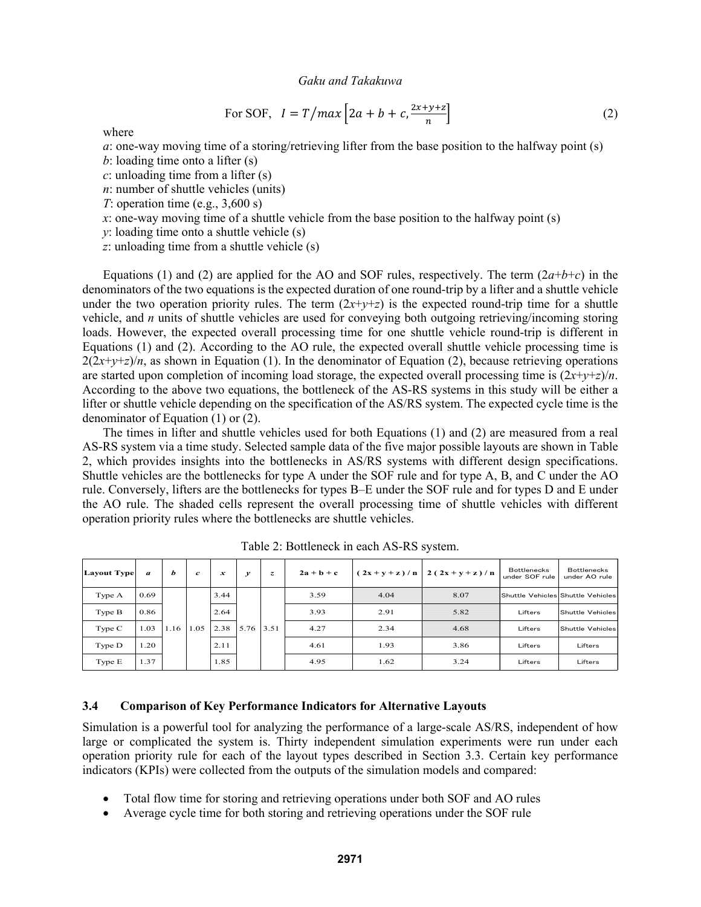$$\text{For SOF,} \quad I = T / max\left[2a + b + c, \frac{2x+y+z}{n}\right] \tag{2}$$

where

$a$: one-way moving time of a storing/retrieving lifter from the base position to the halfway point (s)
$b$: loading time onto a lifter (s)
$c$: unloading time from a lifter (s)
$n$: number of shuttle vehicles (units)
$T$: operation time (e.g., 3,600 s)
$x$: one-way moving time of a shuttle vehicle from the base position to the halfway point (s)
$y$: loading time onto a shuttle vehicle (s)
$z$: unloading time from a shuttle vehicle (s)

Equations (1) and (2) are applied for the AO and SOF rules, respectively. The term ($2a$+$b$+$c$) in the denominators of the two equations is the expected duration of one round-trip by a lifter and a shuttle vehicle under the two operation priority rules. The term ($2x$+$y$+$z$) is the expected round-trip time for a shuttle vehicle, and $n$ units of shuttle vehicles are used for conveying both outgoing retrieving/incoming storing loads. However, the expected overall processing time for one shuttle vehicle round-trip is different in Equations (1) and (2). According to the AO rule, the expected overall shuttle vehicle processing time is $2(2x+y+z)/n$, as shown in Equation (1). In the denominator of Equation (2), because retrieving operations are started upon completion of incoming load storage, the expected overall processing time is $(2x+y+z)/n$. According to the above two equations, the bottleneck of the AS-RS systems in this study will be either a lifter or shuttle vehicle depending on the specification of the AS/RS system. The expected cycle time is the denominator of Equation (1) or (2).

The times in lifter and shuttle vehicles used for both Equations (1) and (2) are measured from a real AS-RS system via a time study. Selected sample data of the five major possible layouts are shown in Table 2, which provides insights into the bottlenecks in AS/RS systems with different design specifications. Shuttle vehicles are the bottlenecks for type A under the SOF rule and for type A, B, and C under the AO rule. Conversely, lifters are the bottlenecks for types B–E under the SOF rule and for types D and E under the AO rule. The shaded cells represent the overall processing time of shuttle vehicles with different operation priority rules where the bottlenecks are shuttle vehicles.

Table 2: Bottleneck in each AS-RS system.

| Layout Type | *a* | *b* | *c* | *x* | *y* | *z* | 2a + b + c | ( 2x + y + z ) / n | 2 ( 2x + y + z ) / n | Bottlenecks under SOF rule | Bottlenecks under AO rule |
|---|---|---|---|---|---|---|---|---|---|---|---|
| Type A | 0.69 | 1.16 | 1.05 | 3.44 | 5.76 | 3.51 | 3.59 | 4.04 | 8.07 | Shuttle Vehicles | Shuttle Vehicles |
| Type B | 0.86 | | | 2.64 | | | 3.93 | 2.91 | 5.82 | Lifters | Shuttle Vehicles |
| Type C | 1.03 | | | 2.38 | | | 4.27 | 2.34 | 4.68 | Lifters | Shuttle Vehicles |
| Type D | 1.20 | | | 2.11 | | | 4.61 | 1.93 | 3.86 | Lifters | Lifters |
| Type E | 1.37 | | | 1.85 | | | 4.95 | 1.62 | 3.24 | Lifters | Lifters |

### 3.4 Comparison of Key Performance Indicators for Alternative Layouts

Simulation is a powerful tool for analyzing the performance of a large-scale AS/RS, independent of how large or complicated the system is. Thirty independent simulation experiments were run under each operation priority rule for each of the layout types described in Section 3.3. Certain key performance indicators (KPIs) were collected from the outputs of the simulation models and compared:

- Total flow time for storing and retrieving operations under both SOF and AO rules
- Average cycle time for both storing and retrieving operations under the SOF rule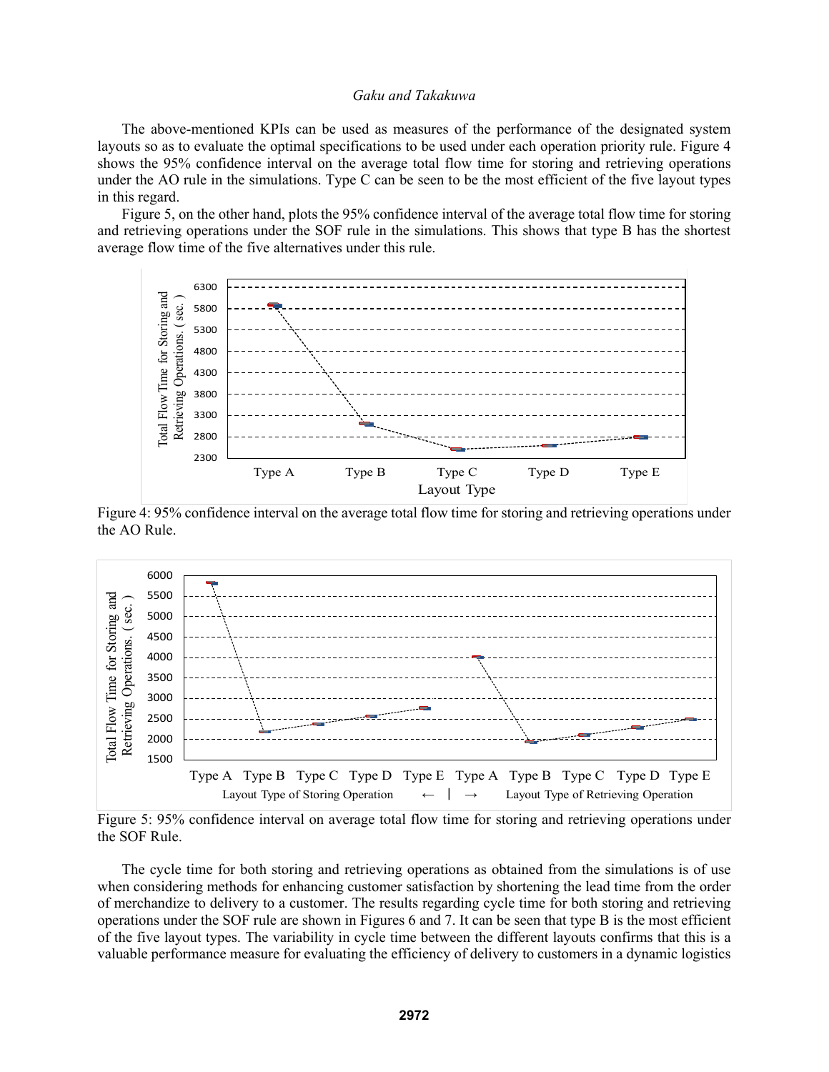The above-mentioned KPIs can be used as measures of the performance of the designated system layouts so as to evaluate the optimal specifications to be used under each operation priority rule. Figure 4 shows the 95% confidence interval on the average total flow time for storing and retrieving operations under the AO rule in the simulations. Type C can be seen to be the most efficient of the five layout types in this regard.

Figure 5, on the other hand, plots the 95% confidence interval of the average total flow time for storing and retrieving operations under the SOF rule in the simulations. This shows that type B has the shortest average flow time of the five alternatives under this rule.

Figure 4: 95% confidence interval on the average total flow time for storing and retrieving operations under the AO Rule.

Figure 5: 95% confidence interval on average total flow time for storing and retrieving operations under the SOF Rule.

The cycle time for both storing and retrieving operations as obtained from the simulations is of use when considering methods for enhancing customer satisfaction by shortening the lead time from the order of merchandize to delivery to a customer. The results regarding cycle time for both storing and retrieving operations under the SOF rule are shown in Figures 6 and 7. It can be seen that type B is the most efficient of the five layout types. The variability in cycle time between the different layouts confirms that this is a valuable performance measure for evaluating the efficiency of delivery to customers in a dynamic logistics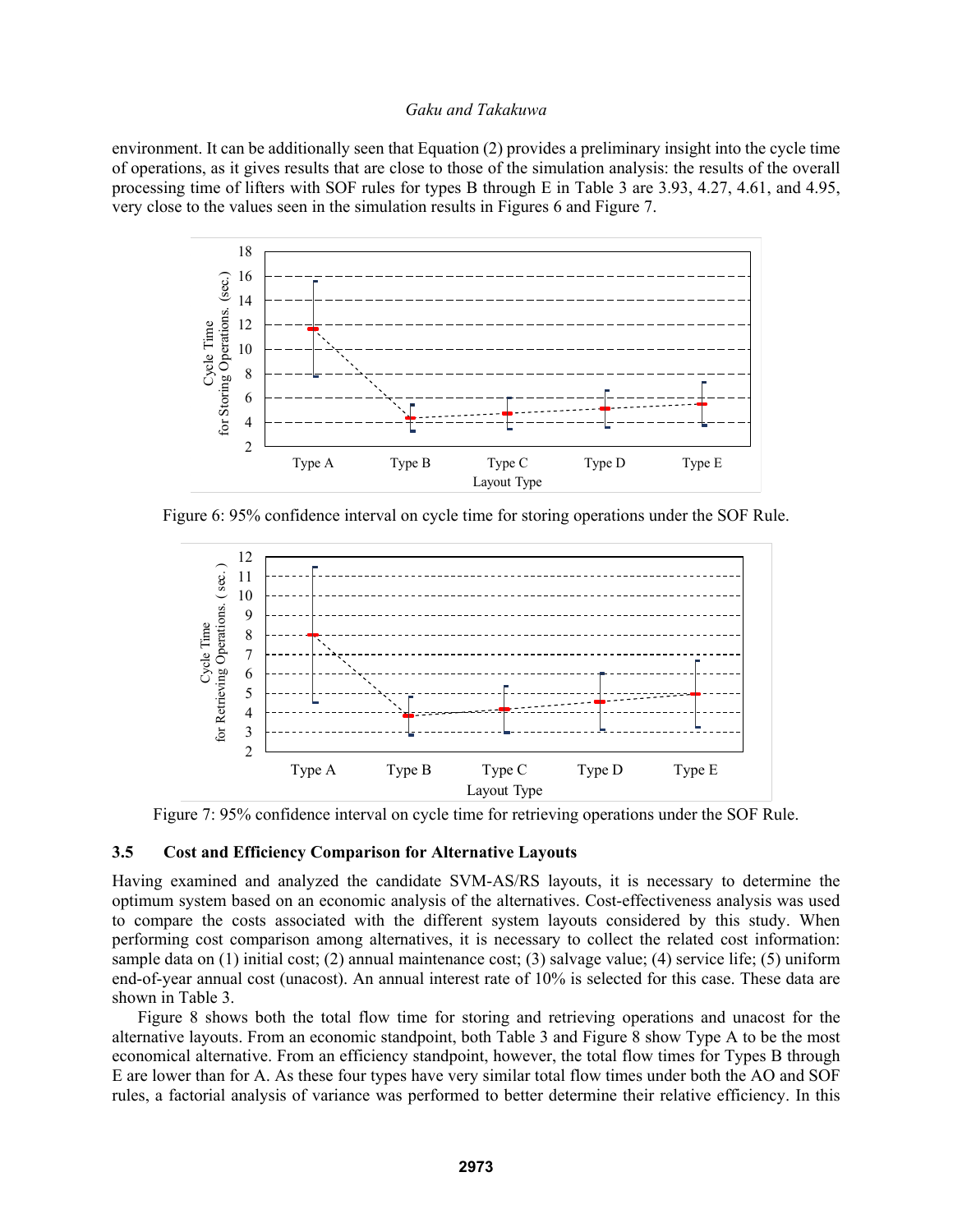environment. It can be additionally seen that Equation (2) provides a preliminary insight into the cycle time of operations, as it gives results that are close to those of the simulation analysis: the results of the overall processing time of lifters with SOF rules for types B through E in Table 3 are 3.93, 4.27, 4.61, and 4.95, very close to the values seen in the simulation results in Figures 6 and Figure 7.

Figure 6: 95% confidence interval on cycle time for storing operations under the SOF Rule.

Figure 7: 95% confidence interval on cycle time for retrieving operations under the SOF Rule.

### 3.5 Cost and Efficiency Comparison for Alternative Layouts

Having examined and analyzed the candidate SVM-AS/RS layouts, it is necessary to determine the optimum system based on an economic analysis of the alternatives. Cost-effectiveness analysis was used to compare the costs associated with the different system layouts considered by this study. When performing cost comparison among alternatives, it is necessary to collect the related cost information: sample data on (1) initial cost; (2) annual maintenance cost; (3) salvage value; (4) service life; (5) uniform end-of-year annual cost (unacost). An annual interest rate of 10% is selected for this case. These data are shown in Table 3.

Figure 8 shows both the total flow time for storing and retrieving operations and unacost for the alternative layouts. From an economic standpoint, both Table 3 and Figure 8 show Type A to be the most economical alternative. From an efficiency standpoint, however, the total flow times for Types B through E are lower than for A. As these four types have very similar total flow times under both the AO and SOF rules, a factorial analysis of variance was performed to better determine their relative efficiency. In this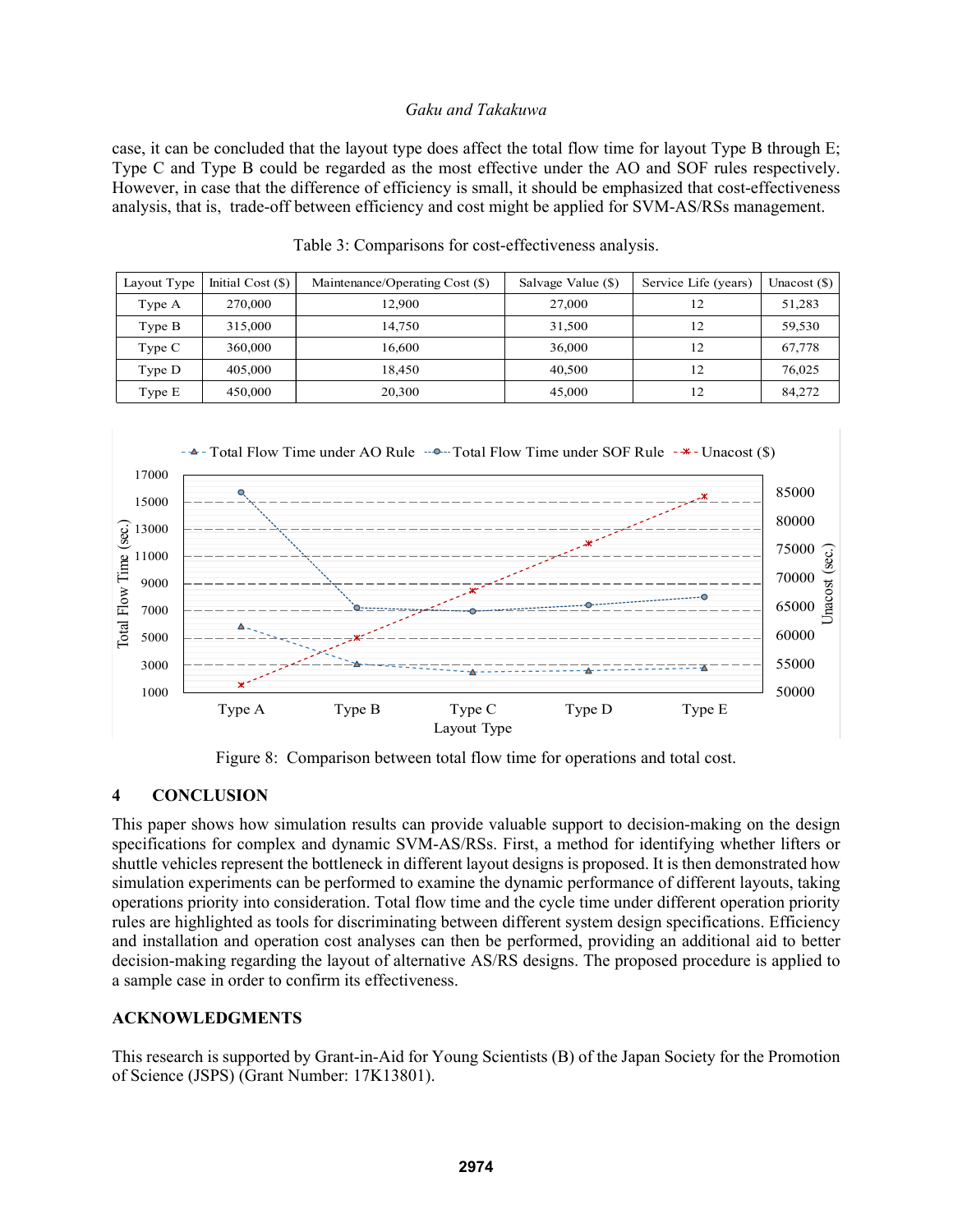case, it can be concluded that the layout type does affect the total flow time for layout Type B through E; Type C and Type B could be regarded as the most effective under the AO and SOF rules respectively. However, in case that the difference of efficiency is small, it should be emphasized that cost-effectiveness analysis, that is, trade-off between efficiency and cost might be applied for SVM-AS/RSs management.

Table 3: Comparisons for cost-effectiveness analysis.

| Layout Type | Initial Cost ($) | Maintenance/Operating Cost ($) | Salvage Value ($) | Service Life (years) | Unacost ($) |
|---|---|---|---|---|---|
| Type A | 270,000 | 12,900 | 27,000 | 12 | 51,283 |
| Type B | 315,000 | 14,750 | 31,500 | 12 | 59,530 |
| Type C | 360,000 | 16,600 | 36,000 | 12 | 67,778 |
| Type D | 405,000 | 18,450 | 40,500 | 12 | 76,025 |
| Type E | 450,000 | 20,300 | 45,000 | 12 | 84,272 |

Figure 8: Comparison between total flow time for operations and total cost.

## 4 CONCLUSION

This paper shows how simulation results can provide valuable support to decision-making on the design specifications for complex and dynamic SVM-AS/RSs. First, a method for identifying whether lifters or shuttle vehicles represent the bottleneck in different layout designs is proposed. It is then demonstrated how simulation experiments can be performed to examine the dynamic performance of different layouts, taking operations priority into consideration. Total flow time and the cycle time under different operation priority rules are highlighted as tools for discriminating between different system design specifications. Efficiency and installation and operation cost analyses can then be performed, providing an additional aid to better decision-making regarding the layout of alternative AS/RS designs. The proposed procedure is applied to a sample case in order to confirm its effectiveness.

## ACKNOWLEDGMENTS

This research is supported by Grant-in-Aid for Young Scientists (B) of the Japan Society for the Promotion of Science (JSPS) (Grant Number: 17K13801).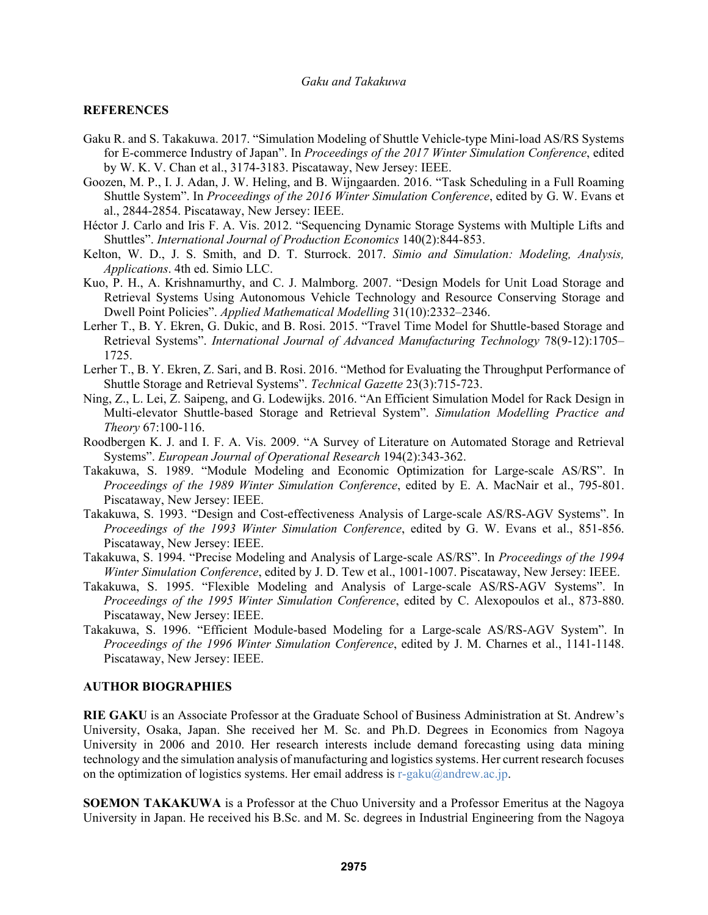## REFERENCES

Gaku R. and S. Takakuwa. 2017. “Simulation Modeling of Shuttle Vehicle-type Mini-load AS/RS Systems for E-commerce Industry of Japan”. In *Proceedings of the 2017 Winter Simulation Conference*, edited by W. K. V. Chan et al., 3174-3183. Piscataway, New Jersey: IEEE.

Goozen, M. P., I. J. Adan, J. W. Heling, and B. Wijngaarden. 2016. “Task Scheduling in a Full Roaming Shuttle System”. In *Proceedings of the 2016 Winter Simulation Conference*, edited by G. W. Evans et al., 2844-2854. Piscataway, New Jersey: IEEE.

Héctor J. Carlo and Iris F. A. Vis. 2012. “Sequencing Dynamic Storage Systems with Multiple Lifts and Shuttles”. *International Journal of Production Economics* 140(2):844-853.

Kelton, W. D., J. S. Smith, and D. T. Sturrock. 2017. *Simio and Simulation: Modeling, Analysis, Applications*. 4th ed. Simio LLC.

Kuo, P. H., A. Krishnamurthy, and C. J. Malmborg. 2007. “Design Models for Unit Load Storage and Retrieval Systems Using Autonomous Vehicle Technology and Resource Conserving Storage and Dwell Point Policies”. *Applied Mathematical Modelling* 31(10):2332–2346.

Lerher T., B. Y. Ekren, G. Dukic, and B. Rosi. 2015. “Travel Time Model for Shuttle-based Storage and Retrieval Systems”. *International Journal of Advanced Manufacturing Technology* 78(9-12):1705–1725.

Lerher T., B. Y. Ekren, Z. Sari, and B. Rosi. 2016. “Method for Evaluating the Throughput Performance of Shuttle Storage and Retrieval Systems”. *Technical Gazette* 23(3):715-723.

Ning, Z., L. Lei, Z. Saipeng, and G. Lodewijks. 2016. “An Efficient Simulation Model for Rack Design in Multi-elevator Shuttle-based Storage and Retrieval System”. *Simulation Modelling Practice and Theory* 67:100-116.

Roodbergen K. J. and I. F. A. Vis. 2009. “A Survey of Literature on Automated Storage and Retrieval Systems”. *European Journal of Operational Research* 194(2):343-362.

Takakuwa, S. 1989. “Module Modeling and Economic Optimization for Large-scale AS/RS”. In *Proceedings of the 1989 Winter Simulation Conference*, edited by E. A. MacNair et al., 795-801. Piscataway, New Jersey: IEEE.

Takakuwa, S. 1993. “Design and Cost-effectiveness Analysis of Large-scale AS/RS-AGV Systems”. In *Proceedings of the 1993 Winter Simulation Conference*, edited by G. W. Evans et al., 851-856. Piscataway, New Jersey: IEEE.

Takakuwa, S. 1994. “Precise Modeling and Analysis of Large-scale AS/RS”. In *Proceedings of the 1994 Winter Simulation Conference*, edited by J. D. Tew et al., 1001-1007. Piscataway, New Jersey: IEEE.

Takakuwa, S. 1995. “Flexible Modeling and Analysis of Large-scale AS/RS-AGV Systems”. In *Proceedings of the 1995 Winter Simulation Conference*, edited by C. Alexopoulos et al., 873-880. Piscataway, New Jersey: IEEE.

Takakuwa, S. 1996. “Efficient Module-based Modeling for a Large-scale AS/RS-AGV System”. In *Proceedings of the 1996 Winter Simulation Conference*, edited by J. M. Charnes et al., 1141-1148. Piscataway, New Jersey: IEEE.

## AUTHOR BIOGRAPHIES

**RIE GAKU** is an Associate Professor at the Graduate School of Business Administration at St. Andrew’s University, Osaka, Japan. She received her M. Sc. and Ph.D. Degrees in Economics from Nagoya University in 2006 and 2010. Her research interests include demand forecasting using data mining technology and the simulation analysis of manufacturing and logistics systems. Her current research focuses on the optimization of logistics systems. Her email address is r-gaku@andrew.ac.jp.

**SOEMON TAKAKUWA** is a Professor at the Chuo University and a Professor Emeritus at the Nagoya University in Japan. He received his B.Sc. and M. Sc. degrees in Industrial Engineering from the Nagoya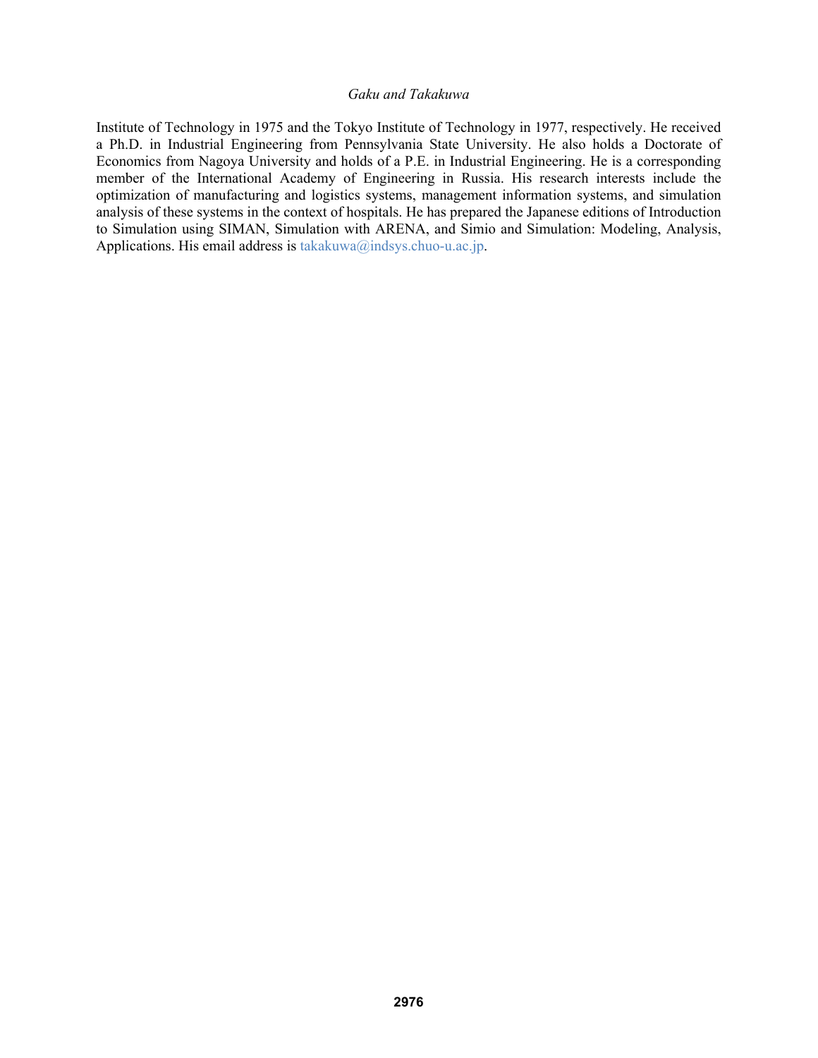Institute of Technology in 1975 and the Tokyo Institute of Technology in 1977, respectively. He received a Ph.D. in Industrial Engineering from Pennsylvania State University. He also holds a Doctorate of Economics from Nagoya University and holds of a P.E. in Industrial Engineering. He is a corresponding member of the International Academy of Engineering in Russia. His research interests include the optimization of manufacturing and logistics systems, management information systems, and simulation analysis of these systems in the context of hospitals. He has prepared the Japanese editions of Introduction to Simulation using SIMAN, Simulation with ARENA, and Simio and Simulation: Modeling, Analysis, Applications. His email address is takakuwa@indsys.chuo-u.ac.jp.